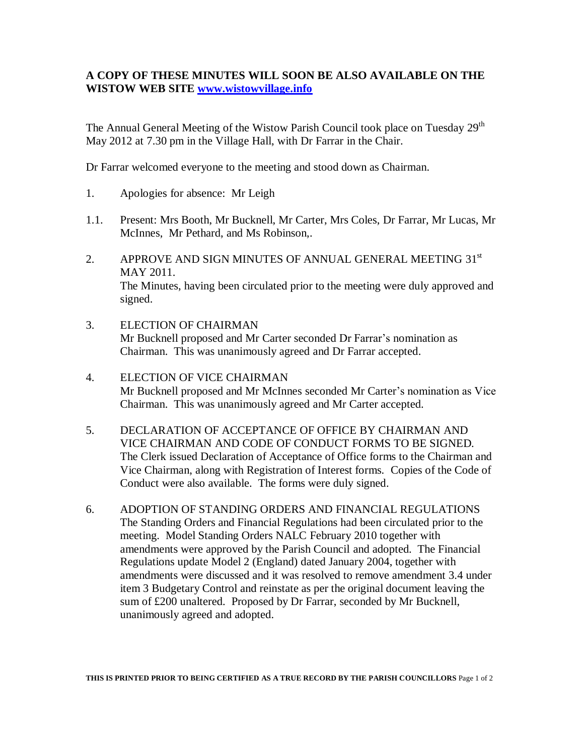**A COPY OF THESE MINUTES WILL SOON BE ALSO AVAILABLE ON THE WISTOW WEB SITE [www.wistowvillage.info](http://www.wistowvillage.info)**

The Annual General Meeting of the Wistow Parish Council took place on Tuesday 29th May 2012 at 7.30 pm in the Village Hall, with Dr Farrar in the Chair.

Dr Farrar welcomed everyone to the meeting and stood down as Chairman.

1. Apologies for absence: Mr Leigh

1.1. Present: Mrs Booth, Mr Bucknell, Mr Carter, Mrs Coles, Dr Farrar, Mr Lucas, Mr McInnes, Mr Pethard, and Ms Robinson,.

2. APPROVE AND SIGN MINUTES OF ANNUAL GENERAL MEETING 31st MAY 2011.
   The Minutes, having been circulated prior to the meeting were duly approved and signed.

3. ELECTION OF CHAIRMAN
   Mr Bucknell proposed and Mr Carter seconded Dr Farrar's nomination as Chairman. This was unanimously agreed and Dr Farrar accepted.

4. ELECTION OF VICE CHAIRMAN
   Mr Bucknell proposed and Mr McInnes seconded Mr Carter's nomination as Vice Chairman. This was unanimously agreed and Mr Carter accepted.

5. DECLARATION OF ACCEPTANCE OF OFFICE BY CHAIRMAN AND VICE CHAIRMAN AND CODE OF CONDUCT FORMS TO BE SIGNED.
   The Clerk issued Declaration of Acceptance of Office forms to the Chairman and Vice Chairman, along with Registration of Interest forms. Copies of the Code of Conduct were also available. The forms were duly signed.

6. ADOPTION OF STANDING ORDERS AND FINANCIAL REGULATIONS
   The Standing Orders and Financial Regulations had been circulated prior to the meeting. Model Standing Orders NALC February 2010 together with amendments were approved by the Parish Council and adopted. The Financial Regulations update Model 2 (England) dated January 2004, together with amendments were discussed and it was resolved to remove amendment 3.4 under item 3 Budgetary Control and reinstate as per the original document leaving the sum of £200 unaltered. Proposed by Dr Farrar, seconded by Mr Bucknell, unanimously agreed and adopted.

**THIS IS PRINTED PRIOR TO BEING CERTIFIED AS A TRUE RECORD BY THE PARISH COUNCILLORS**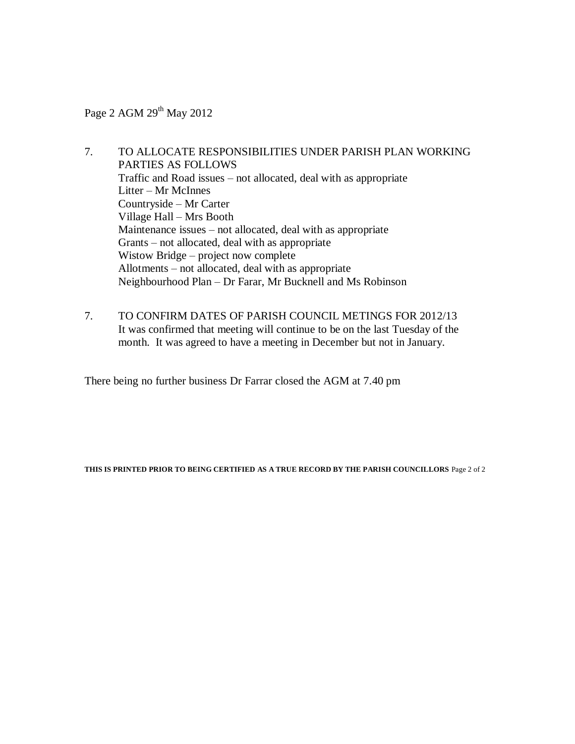7. TO ALLOCATE RESPONSIBILITIES UNDER PARISH PLAN WORKING PARTIES AS FOLLOWS

   Traffic and Road issues – not allocated, deal with as appropriate
   Litter – Mr McInnes
   Countryside – Mr Carter
   Village Hall – Mrs Booth
   Maintenance issues – not allocated, deal with as appropriate
   Grants – not allocated, deal with as appropriate
   Wistow Bridge – project now complete
   Allotments – not allocated, deal with as appropriate
   Neighbourhood Plan – Dr Farar, Mr Bucknell and Ms Robinson

7. TO CONFIRM DATES OF PARISH COUNCIL METINGS FOR 2012/13

   It was confirmed that meeting will continue to be on the last Tuesday of the month. It was agreed to have a meeting in December but not in January.

There being no further business Dr Farrar closed the AGM at 7.40 pm